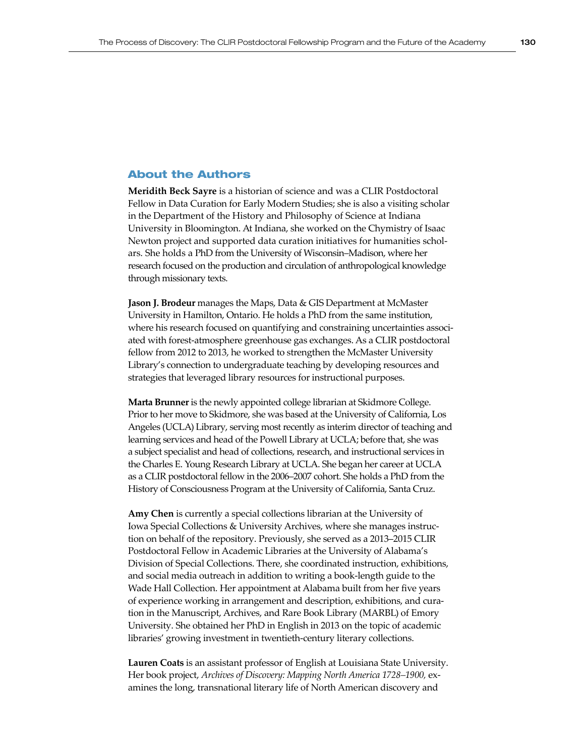## About the Authors

**Meridith Beck Sayre** is a historian of science and was a CLIR Postdoctoral Fellow in Data Curation for Early Modern Studies; she is also a visiting scholar in the Department of the History and Philosophy of Science at Indiana University in Bloomington. At Indiana, she worked on the Chymistry of Isaac Newton project and supported data curation initiatives for humanities scholars. She holds a PhD from the University of Wisconsin–Madison, where her research focused on the production and circulation of anthropological knowledge through missionary texts.

**Jason J. Brodeur** manages the Maps, Data & GIS Department at McMaster University in Hamilton, Ontario. He holds a PhD from the same institution, where his research focused on quantifying and constraining uncertainties associated with forest-atmosphere greenhouse gas exchanges. As a CLIR postdoctoral fellow from 2012 to 2013, he worked to strengthen the McMaster University Library's connection to undergraduate teaching by developing resources and strategies that leveraged library resources for instructional purposes.

**Marta Brunner** is the newly appointed college librarian at Skidmore College. Prior to her move to Skidmore, she was based at the University of California, Los Angeles (UCLA) Library, serving most recently as interim director of teaching and learning services and head of the Powell Library at UCLA; before that, she was a subject specialist and head of collections, research, and instructional services in the Charles E. Young Research Library at UCLA. She began her career at UCLA as a CLIR postdoctoral fellow in the 2006–2007 cohort. She holds a PhD from the History of Consciousness Program at the University of California, Santa Cruz.

**Amy Chen** is currently a special collections librarian at the University of Iowa Special Collections & University Archives, where she manages instruction on behalf of the repository. Previously, she served as a 2013–2015 CLIR Postdoctoral Fellow in Academic Libraries at the University of Alabama's Division of Special Collections. There, she coordinated instruction, exhibitions, and social media outreach in addition to writing a book-length guide to the Wade Hall Collection. Her appointment at Alabama built from her five years of experience working in arrangement and description, exhibitions, and curation in the Manuscript, Archives, and Rare Book Library (MARBL) of Emory University. She obtained her PhD in English in 2013 on the topic of academic libraries' growing investment in twentieth-century literary collections.

**Lauren Coats** is an assistant professor of English at Louisiana State University. Her book project, *Archives of Discovery: Mapping North America 1728–1900,* examines the long, transnational literary life of North American discovery and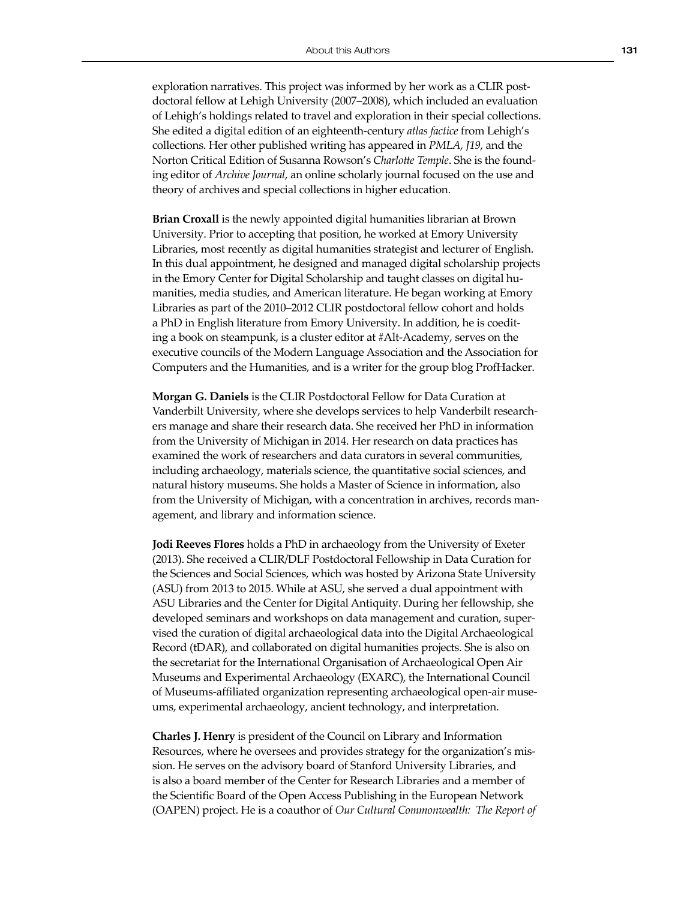exploration narratives. This project was informed by her work as a CLIR postdoctoral fellow at Lehigh University (2007–2008), which included an evaluation of Lehigh's holdings related to travel and exploration in their special collections. She edited a digital edition of an eighteenth-century *atlas factice* from Lehigh's collections. Her other published writing has appeared in *PMLA*, *J19*, and the Norton Critical Edition of Susanna Rowson's *Charlotte Temple*. She is the founding editor of *Archive Journal*, an online scholarly journal focused on the use and theory of archives and special collections in higher education.

**Brian Croxall** is the newly appointed digital humanities librarian at Brown University. Prior to accepting that position, he worked at Emory University Libraries, most recently as digital humanities strategist and lecturer of English. In this dual appointment, he designed and managed digital scholarship projects in the Emory Center for Digital Scholarship and taught classes on digital humanities, media studies, and American literature. He began working at Emory Libraries as part of the 2010–2012 CLIR postdoctoral fellow cohort and holds a PhD in English literature from Emory University. In addition, he is coediting a book on steampunk, is a cluster editor at #Alt-Academy, serves on the executive councils of the Modern Language Association and the Association for Computers and the Humanities, and is a writer for the group blog ProfHacker.

**Morgan G. Daniels** is the CLIR Postdoctoral Fellow for Data Curation at Vanderbilt University, where she develops services to help Vanderbilt researchers manage and share their research data. She received her PhD in information from the University of Michigan in 2014. Her research on data practices has examined the work of researchers and data curators in several communities, including archaeology, materials science, the quantitative social sciences, and natural history museums. She holds a Master of Science in information, also from the University of Michigan, with a concentration in archives, records management, and library and information science.

**Jodi Reeves Flores** holds a PhD in archaeology from the University of Exeter (2013). She received a CLIR/DLF Postdoctoral Fellowship in Data Curation for the Sciences and Social Sciences, which was hosted by Arizona State University (ASU) from 2013 to 2015. While at ASU, she served a dual appointment with ASU Libraries and the Center for Digital Antiquity. During her fellowship, she developed seminars and workshops on data management and curation, supervised the curation of digital archaeological data into the Digital Archaeological Record (tDAR), and collaborated on digital humanities projects. She is also on the secretariat for the International Organisation of Archaeological Open Air Museums and Experimental Archaeology (EXARC), the International Council of Museums-affiliated organization representing archaeological open-air museums, experimental archaeology, ancient technology, and interpretation.

**Charles J. Henry** is president of the Council on Library and Information Resources, where he oversees and provides strategy for the organization's mission. He serves on the advisory board of Stanford University Libraries, and is also a board member of the Center for Research Libraries and a member of the Scientific Board of the Open Access Publishing in the European Network (OAPEN) project. He is a coauthor of *Our Cultural Commonwealth: The Report of*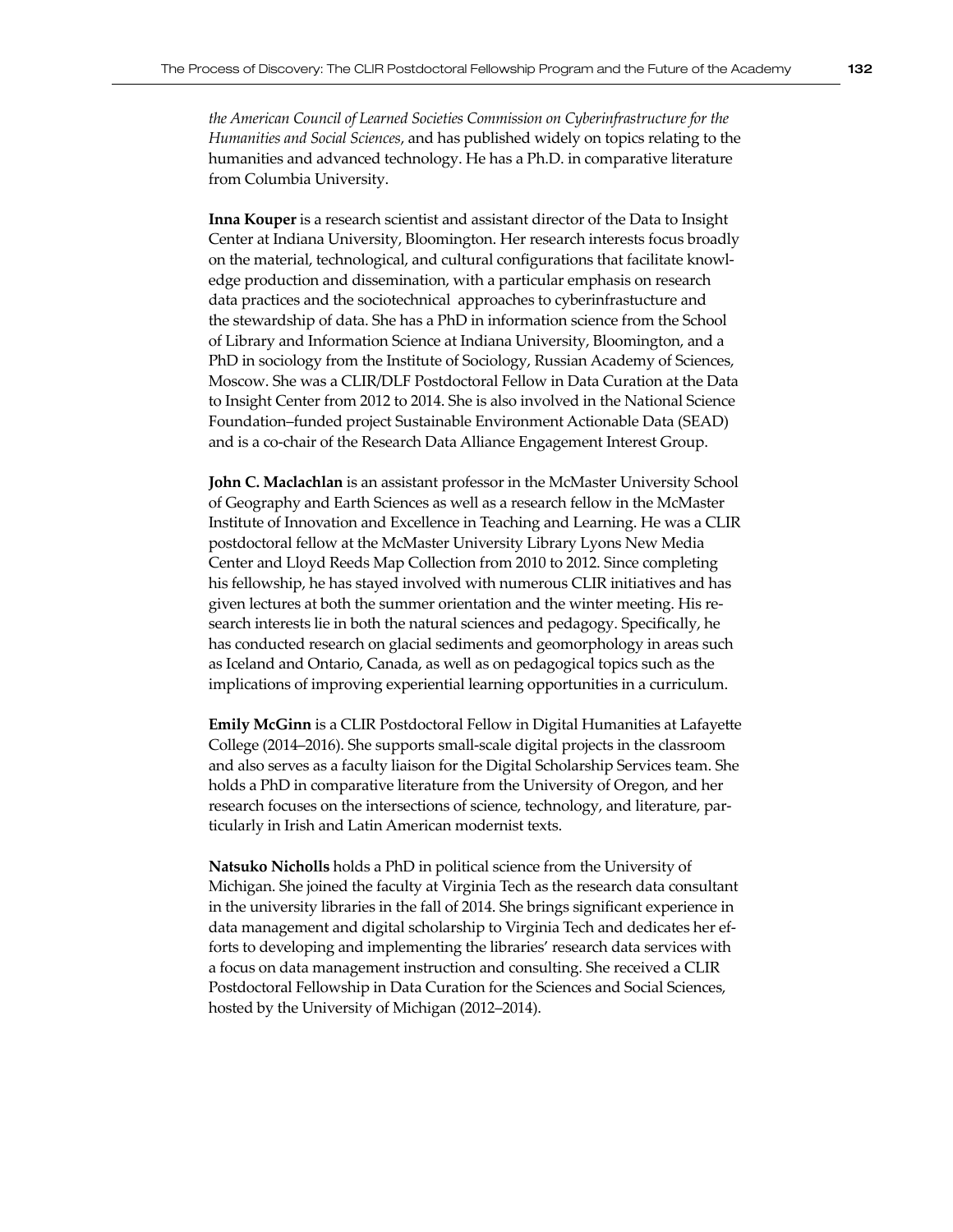*the American Council of Learned Societies Commission on Cyberinfrastructure for the Humanities and Social Sciences*, and has published widely on topics relating to the humanities and advanced technology. He has a Ph.D. in comparative literature from Columbia University.

**Inna Kouper** is a research scientist and assistant director of the Data to Insight Center at Indiana University, Bloomington. Her research interests focus broadly on the material, technological, and cultural configurations that facilitate knowledge production and dissemination, with a particular emphasis on research data practices and the sociotechnical approaches to cyberinfrastucture and the stewardship of data. She has a PhD in information science from the School of Library and Information Science at Indiana University, Bloomington, and a PhD in sociology from the Institute of Sociology, Russian Academy of Sciences, Moscow. She was a CLIR/DLF Postdoctoral Fellow in Data Curation at the Data to Insight Center from 2012 to 2014. She is also involved in the National Science Foundation–funded project Sustainable Environment Actionable Data (SEAD) and is a co-chair of the Research Data Alliance Engagement Interest Group.

**John C. Maclachlan** is an assistant professor in the McMaster University School of Geography and Earth Sciences as well as a research fellow in the McMaster Institute of Innovation and Excellence in Teaching and Learning. He was a CLIR postdoctoral fellow at the McMaster University Library Lyons New Media Center and Lloyd Reeds Map Collection from 2010 to 2012. Since completing his fellowship, he has stayed involved with numerous CLIR initiatives and has given lectures at both the summer orientation and the winter meeting. His research interests lie in both the natural sciences and pedagogy. Specifically, he has conducted research on glacial sediments and geomorphology in areas such as Iceland and Ontario, Canada, as well as on pedagogical topics such as the implications of improving experiential learning opportunities in a curriculum.

**Emily McGinn** is a CLIR Postdoctoral Fellow in Digital Humanities at Lafayette College (2014–2016). She supports small-scale digital projects in the classroom and also serves as a faculty liaison for the Digital Scholarship Services team. She holds a PhD in comparative literature from the University of Oregon, and her research focuses on the intersections of science, technology, and literature, particularly in Irish and Latin American modernist texts.

**Natsuko Nicholls** holds a PhD in political science from the University of Michigan. She joined the faculty at Virginia Tech as the research data consultant in the university libraries in the fall of 2014. She brings significant experience in data management and digital scholarship to Virginia Tech and dedicates her efforts to developing and implementing the libraries' research data services with a focus on data management instruction and consulting. She received a CLIR Postdoctoral Fellowship in Data Curation for the Sciences and Social Sciences, hosted by the University of Michigan (2012–2014).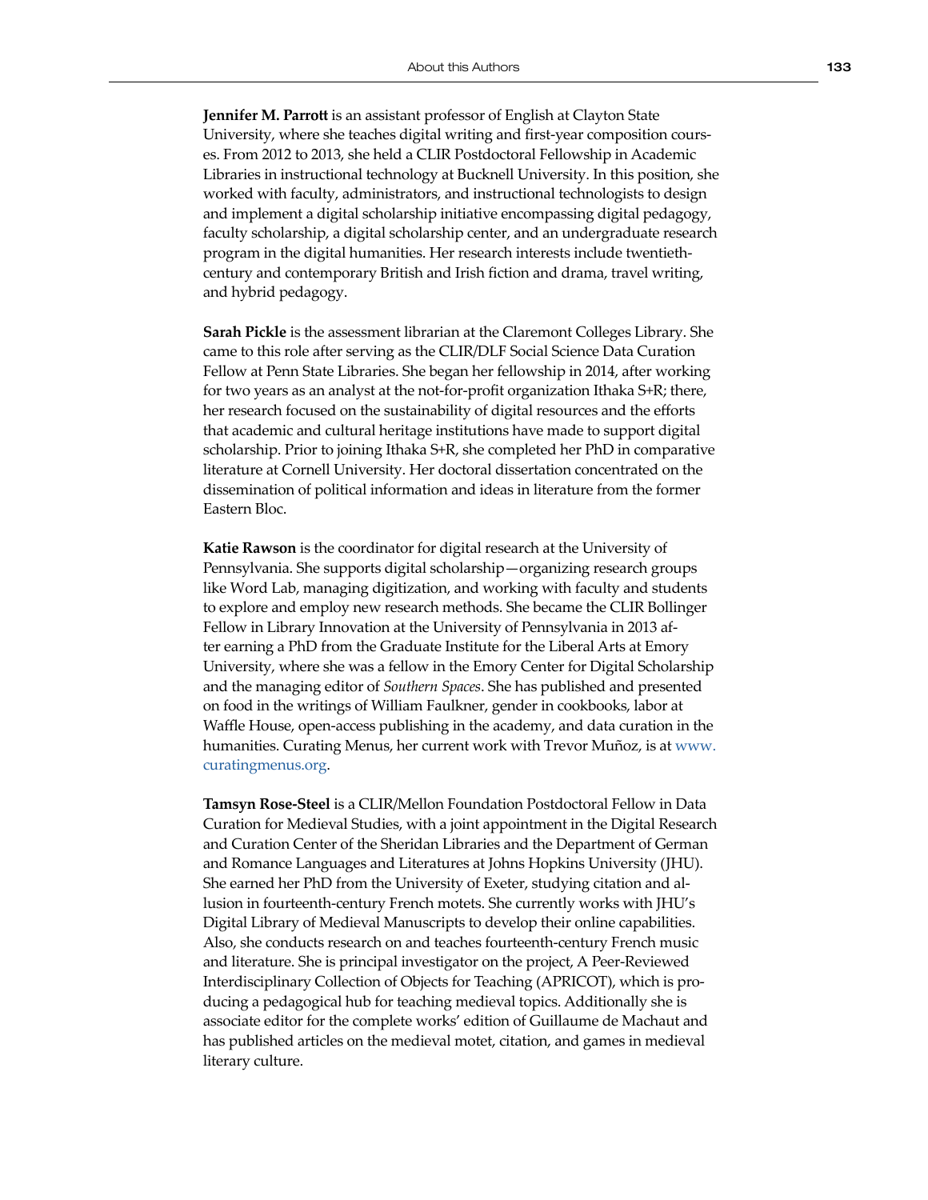**Jennifer M. Parrott** is an assistant professor of English at Clayton State University, where she teaches digital writing and first-year composition courses. From 2012 to 2013, she held a CLIR Postdoctoral Fellowship in Academic Libraries in instructional technology at Bucknell University. In this position, she worked with faculty, administrators, and instructional technologists to design and implement a digital scholarship initiative encompassing digital pedagogy, faculty scholarship, a digital scholarship center, and an undergraduate research program in the digital humanities. Her research interests include twentieth-century and contemporary British and Irish fiction and drama, travel writing, and hybrid pedagogy.

**Sarah Pickle** is the assessment librarian at the Claremont Colleges Library. She came to this role after serving as the CLIR/DLF Social Science Data Curation Fellow at Penn State Libraries. She began her fellowship in 2014, after working for two years as an analyst at the not-for-profit organization Ithaka S+R; there, her research focused on the sustainability of digital resources and the efforts that academic and cultural heritage institutions have made to support digital scholarship. Prior to joining Ithaka S+R, she completed her PhD in comparative literature at Cornell University. Her doctoral dissertation concentrated on the dissemination of political information and ideas in literature from the former Eastern Bloc.

**Katie Rawson** is the coordinator for digital research at the University of Pennsylvania. She supports digital scholarship—organizing research groups like Word Lab, managing digitization, and working with faculty and students to explore and employ new research methods. She became the CLIR Bollinger Fellow in Library Innovation at the University of Pennsylvania in 2013 after earning a PhD from the Graduate Institute for the Liberal Arts at Emory University, where she was a fellow in the Emory Center for Digital Scholarship and the managing editor of *Southern Spaces*. She has published and presented on food in the writings of William Faulkner, gender in cookbooks, labor at Waffle House, open-access publishing in the academy, and data curation in the humanities. Curating Menus, her current work with Trevor Muñoz, is at www.curatingmenus.org.

**Tamsyn Rose-Steel** is a CLIR/Mellon Foundation Postdoctoral Fellow in Data Curation for Medieval Studies, with a joint appointment in the Digital Research and Curation Center of the Sheridan Libraries and the Department of German and Romance Languages and Literatures at Johns Hopkins University (JHU). She earned her PhD from the University of Exeter, studying citation and allusion in fourteenth-century French motets. She currently works with JHU's Digital Library of Medieval Manuscripts to develop their online capabilities. Also, she conducts research on and teaches fourteenth-century French music and literature. She is principal investigator on the project, A Peer-Reviewed Interdisciplinary Collection of Objects for Teaching (APRICOT), which is producing a pedagogical hub for teaching medieval topics. Additionally she is associate editor for the complete works' edition of Guillaume de Machaut and has published articles on the medieval motet, citation, and games in medieval literary culture.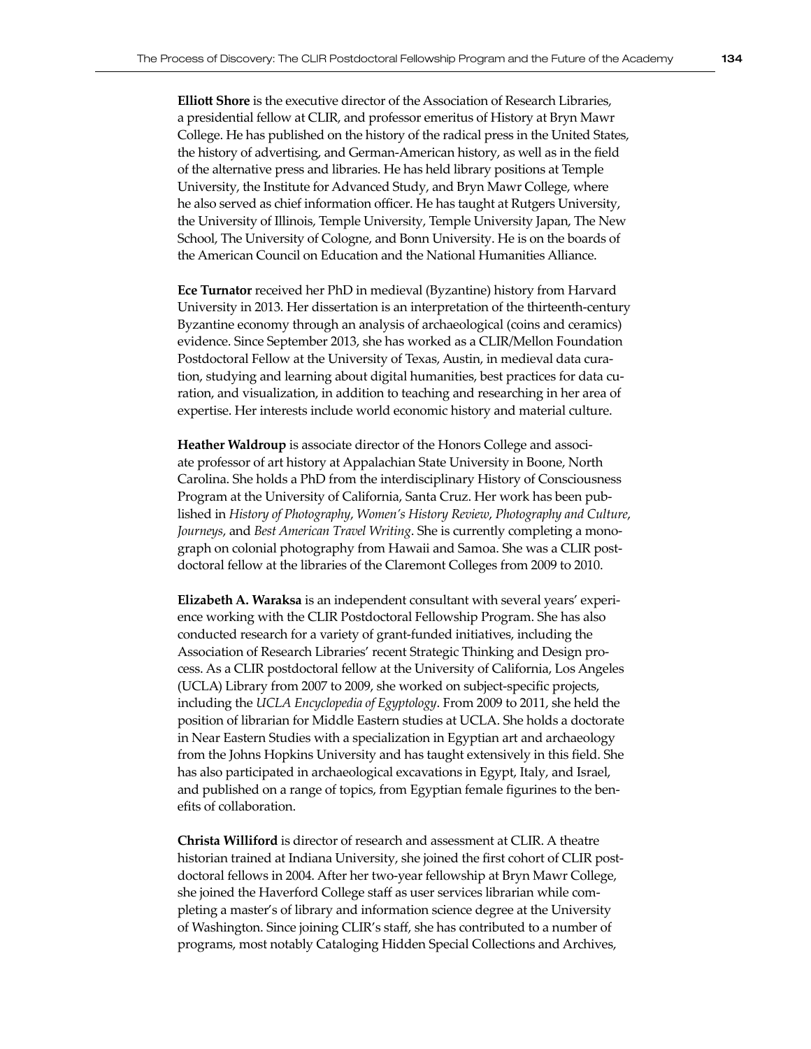**Elliott Shore** is the executive director of the Association of Research Libraries, a presidential fellow at CLIR, and professor emeritus of History at Bryn Mawr College. He has published on the history of the radical press in the United States, the history of advertising, and German-American history, as well as in the field of the alternative press and libraries. He has held library positions at Temple University, the Institute for Advanced Study, and Bryn Mawr College, where he also served as chief information officer. He has taught at Rutgers University, the University of Illinois, Temple University, Temple University Japan, The New School, The University of Cologne, and Bonn University. He is on the boards of the American Council on Education and the National Humanities Alliance.

**Ece Turnator** received her PhD in medieval (Byzantine) history from Harvard University in 2013. Her dissertation is an interpretation of the thirteenth-century Byzantine economy through an analysis of archaeological (coins and ceramics) evidence. Since September 2013, she has worked as a CLIR/Mellon Foundation Postdoctoral Fellow at the University of Texas, Austin, in medieval data curation, studying and learning about digital humanities, best practices for data curation, and visualization, in addition to teaching and researching in her area of expertise. Her interests include world economic history and material culture.

**Heather Waldroup** is associate director of the Honors College and associate professor of art history at Appalachian State University in Boone, North Carolina. She holds a PhD from the interdisciplinary History of Consciousness Program at the University of California, Santa Cruz. Her work has been published in *History of Photography*, *Women's History Review*, *Photography and Culture*, *Journeys*, and *Best American Travel Writing*. She is currently completing a monograph on colonial photography from Hawaii and Samoa. She was a CLIR postdoctoral fellow at the libraries of the Claremont Colleges from 2009 to 2010.

**Elizabeth A. Waraksa** is an independent consultant with several years' experience working with the CLIR Postdoctoral Fellowship Program. She has also conducted research for a variety of grant-funded initiatives, including the Association of Research Libraries' recent Strategic Thinking and Design process. As a CLIR postdoctoral fellow at the University of California, Los Angeles (UCLA) Library from 2007 to 2009, she worked on subject-specific projects, including the *UCLA Encyclopedia of Egyptology*. From 2009 to 2011, she held the position of librarian for Middle Eastern studies at UCLA. She holds a doctorate in Near Eastern Studies with a specialization in Egyptian art and archaeology from the Johns Hopkins University and has taught extensively in this field. She has also participated in archaeological excavations in Egypt, Italy, and Israel, and published on a range of topics, from Egyptian female figurines to the benefits of collaboration.

**Christa Williford** is director of research and assessment at CLIR. A theatre historian trained at Indiana University, she joined the first cohort of CLIR postdoctoral fellows in 2004. After her two-year fellowship at Bryn Mawr College, she joined the Haverford College staff as user services librarian while completing a master's of library and information science degree at the University of Washington. Since joining CLIR's staff, she has contributed to a number of programs, most notably Cataloging Hidden Special Collections and Archives,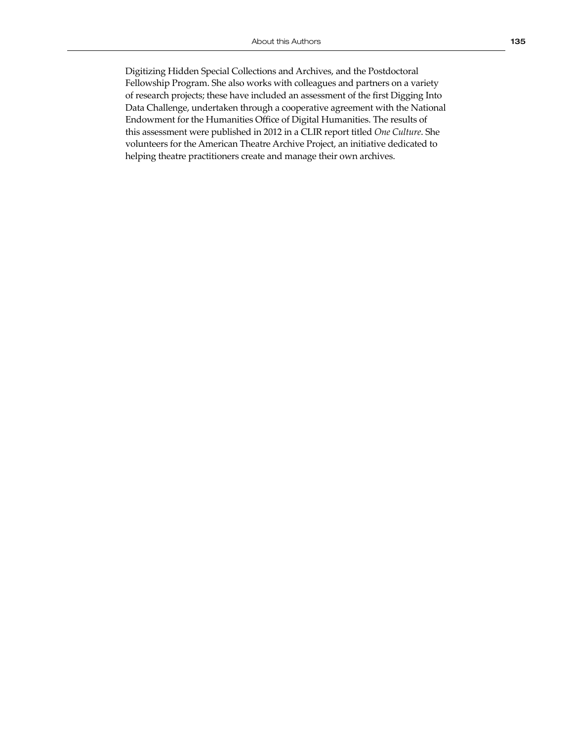Digitizing Hidden Special Collections and Archives, and the Postdoctoral Fellowship Program. She also works with colleagues and partners on a variety of research projects; these have included an assessment of the first Digging Into Data Challenge, undertaken through a cooperative agreement with the National Endowment for the Humanities Office of Digital Humanities. The results of this assessment were published in 2012 in a CLIR report titled *One Culture*. She volunteers for the American Theatre Archive Project, an initiative dedicated to helping theatre practitioners create and manage their own archives.